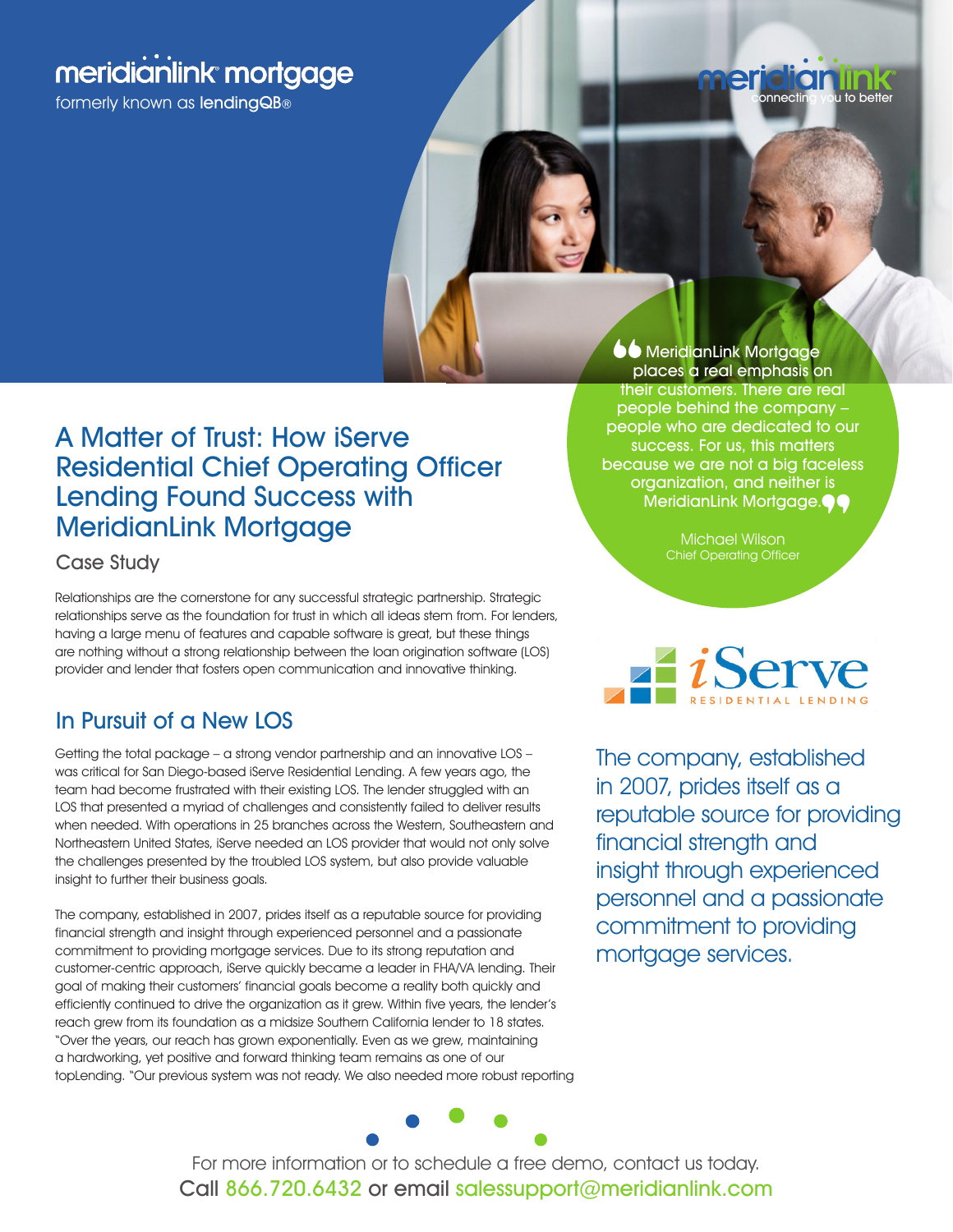meridianlink mortgage

formerly known as lendingQB®

# A Matter of Trust: How iServe Residential Chief Operating Officer Lending Found Success with MeridianLink Mortgage

Case Study

Relationships are the cornerstone for any successful strategic partnership. Strategic relationships serve as the foundation for trust in which all ideas stem from. For lenders, having a large menu of features and capable software is great, but these things are nothing without a strong relationship between the loan origination software (LOS) provider and lender that fosters open communication and innovative thinking.

> “MeridianLink Mortgage places a real emphasis on their customers. There are real people behind the company – people who are dedicated to our success. For us, this matters because we are not a big faceless organization, and neither is MeridianLink Mortgage.”
>
> Michael Wilson
> Chief Operating Officer

## In Pursuit of a New LOS

Getting the total package – a strong vendor partnership and an innovative LOS – was critical for San Diego-based iServe Residential Lending. A few years ago, the team had become frustrated with their existing LOS. The lender struggled with an LOS that presented a myriad of challenges and consistently failed to deliver results when needed. With operations in 25 branches across the Western, Southeastern and Northeastern United States, iServe needed an LOS provider that would not only solve the challenges presented by the troubled LOS system, but also provide valuable insight to further their business goals.

The company, established in 2007, prides itself as a reputable source for providing financial strength and insight through experienced personnel and a passionate commitment to providing mortgage services. Due to its strong reputation and customer-centric approach, iServe quickly became a leader in FHA/VA lending. Their goal of making their customers' financial goals become a reality both quickly and efficiently continued to drive the organization as it grew. Within five years, the lender's reach grew from its foundation as a midsize Southern California lender to 18 states. "Over the years, our reach has grown exponentially. Even as we grew, maintaining a hardworking, yet positive and forward thinking team remains as one of our topLending. "Our previous system was not ready. We also needed more robust reporting

> The company, established in 2007, prides itself as a reputable source for providing financial strength and insight through experienced personnel and a passionate commitment to providing mortgage services.

For more information or to schedule a free demo, contact us today.
Call 866.720.6432 or email salessupport@meridianlink.com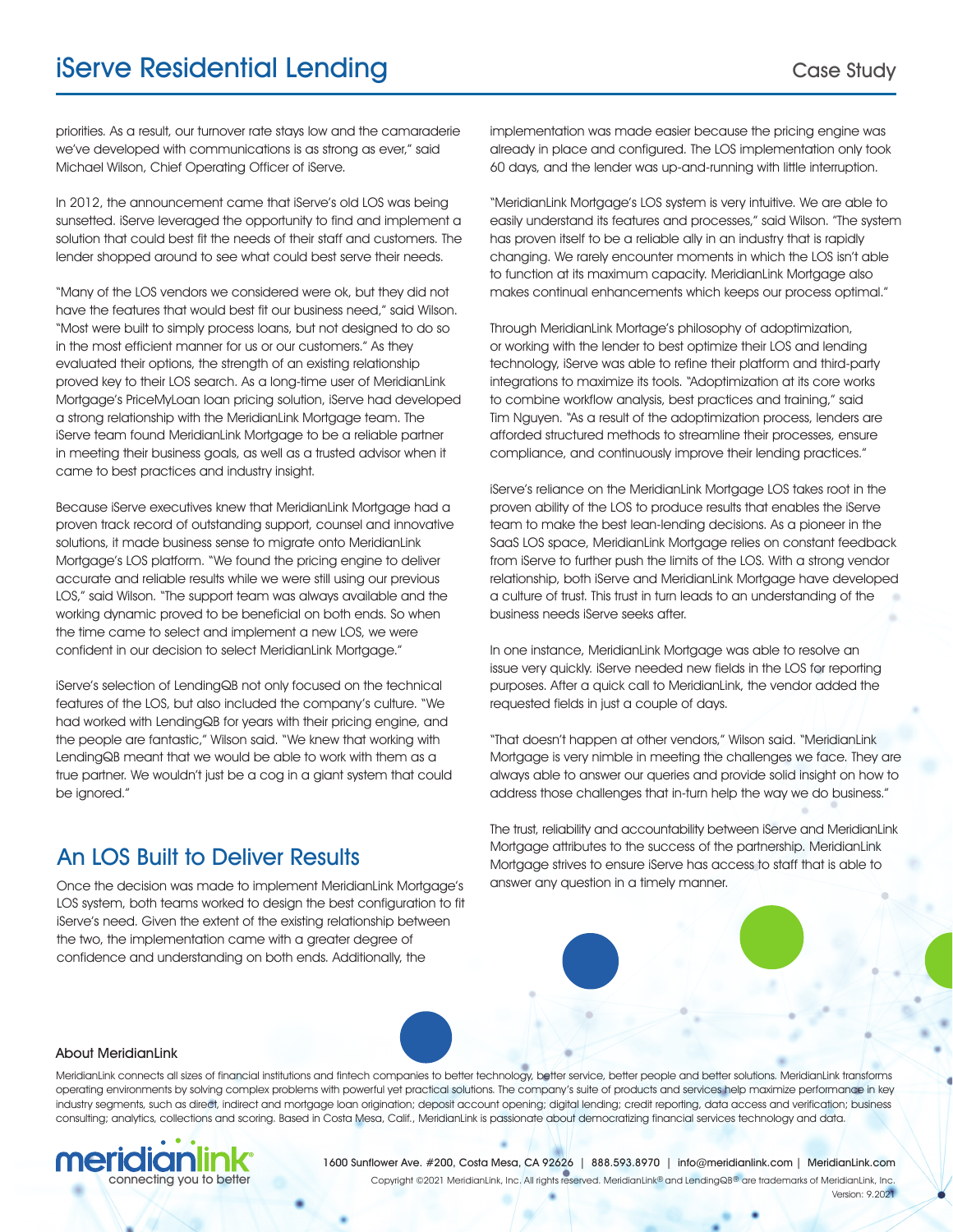priorities. As a result, our turnover rate stays low and the camaraderie we've developed with communications is as strong as ever," said Michael Wilson, Chief Operating Officer of iServe.

In 2012, the announcement came that iServe's old LOS was being sunsetted. iServe leveraged the opportunity to find and implement a solution that could best fit the needs of their staff and customers. The lender shopped around to see what could best serve their needs.

"Many of the LOS vendors we considered were ok, but they did not have the features that would best fit our business need," said Wilson. "Most were built to simply process loans, but not designed to do so in the most efficient manner for us or our customers." As they evaluated their options, the strength of an existing relationship proved key to their LOS search. As a long-time user of MeridianLink Mortgage's PriceMyLoan loan pricing solution, iServe had developed a strong relationship with the MeridianLink Mortgage team. The iServe team found MeridianLink Mortgage to be a reliable partner in meeting their business goals, as well as a trusted advisor when it came to best practices and industry insight.

Because iServe executives knew that MeridianLink Mortgage had a proven track record of outstanding support, counsel and innovative solutions, it made business sense to migrate onto MeridianLink Mortgage's LOS platform. "We found the pricing engine to deliver accurate and reliable results while we were still using our previous LOS," said Wilson. "The support team was always available and the working dynamic proved to be beneficial on both ends. So when the time came to select and implement a new LOS, we were confident in our decision to select MeridianLink Mortgage."

iServe's selection of LendingQB not only focused on the technical features of the LOS, but also included the company's culture. "We had worked with LendingQB for years with their pricing engine, and the people are fantastic," Wilson said. "We knew that working with LendingQB meant that we would be able to work with them as a true partner. We wouldn't just be a cog in a giant system that could be ignored."

## An LOS Built to Deliver Results

Once the decision was made to implement MeridianLink Mortgage's LOS system, both teams worked to design the best configuration to fit iServe's need. Given the extent of the existing relationship between the two, the implementation came with a greater degree of confidence and understanding on both ends. Additionally, the implementation was made easier because the pricing engine was already in place and configured. The LOS implementation only took 60 days, and the lender was up-and-running with little interruption.

"MeridianLink Mortgage's LOS system is very intuitive. We are able to easily understand its features and processes," said Wilson. "The system has proven itself to be a reliable ally in an industry that is rapidly changing. We rarely encounter moments in which the LOS isn't able to function at its maximum capacity. MeridianLink Mortgage also makes continual enhancements which keeps our process optimal."

Through MeridianLink Mortage's philosophy of adoptimization, or working with the lender to best optimize their LOS and lending technology, iServe was able to refine their platform and third-party integrations to maximize its tools. "Adoptimization at its core works to combine workflow analysis, best practices and training," said Tim Nguyen. "As a result of the adoptimization process, lenders are afforded structured methods to streamline their processes, ensure compliance, and continuously improve their lending practices."

iServe's reliance on the MeridianLink Mortgage LOS takes root in the proven ability of the LOS to produce results that enables the iServe team to make the best lean-lending decisions. As a pioneer in the SaaS LOS space, MeridianLink Mortgage relies on constant feedback from iServe to further push the limits of the LOS. With a strong vendor relationship, both iServe and MeridianLink Mortgage have developed a culture of trust. This trust in turn leads to an understanding of the business needs iServe seeks after.

In one instance, MeridianLink Mortgage was able to resolve an issue very quickly. iServe needed new fields in the LOS for reporting purposes. After a quick call to MeridianLink, the vendor added the requested fields in just a couple of days.

"That doesn't happen at other vendors," Wilson said. "MeridianLink Mortgage is very nimble in meeting the challenges we face. They are always able to answer our queries and provide solid insight on how to address those challenges that in-turn help the way we do business."

The trust, reliability and accountability between iServe and MeridianLink Mortgage attributes to the success of the partnership. MeridianLink Mortgage strives to ensure iServe has access to staff that is able to answer any question in a timely manner.

### About MeridianLink

MeridianLink connects all sizes of financial institutions and fintech companies to better technology, better service, better people and better solutions. MeridianLink transforms operating environments by solving complex problems with powerful yet practical solutions. The company's suite of products and services help maximize performance in key industry segments, such as direct, indirect and mortgage loan origination; deposit account opening; digital lending; credit reporting, data access and verification; business consulting; analytics, collections and scoring. Based in Costa Mesa, Calif., MeridianLink is passionate about democratizing financial services technology and data.

meridianlink® connecting you to better

1600 Sunflower Ave. #200, Costa Mesa, CA 92626 | 888.593.8970 | info@meridianlink.com | MeridianLink.com

Copyright ©2021 MeridianLink, Inc. All rights reserved. MeridianLink® and LendingQB® are trademarks of MeridianLink, Inc.

Version: 9.2021